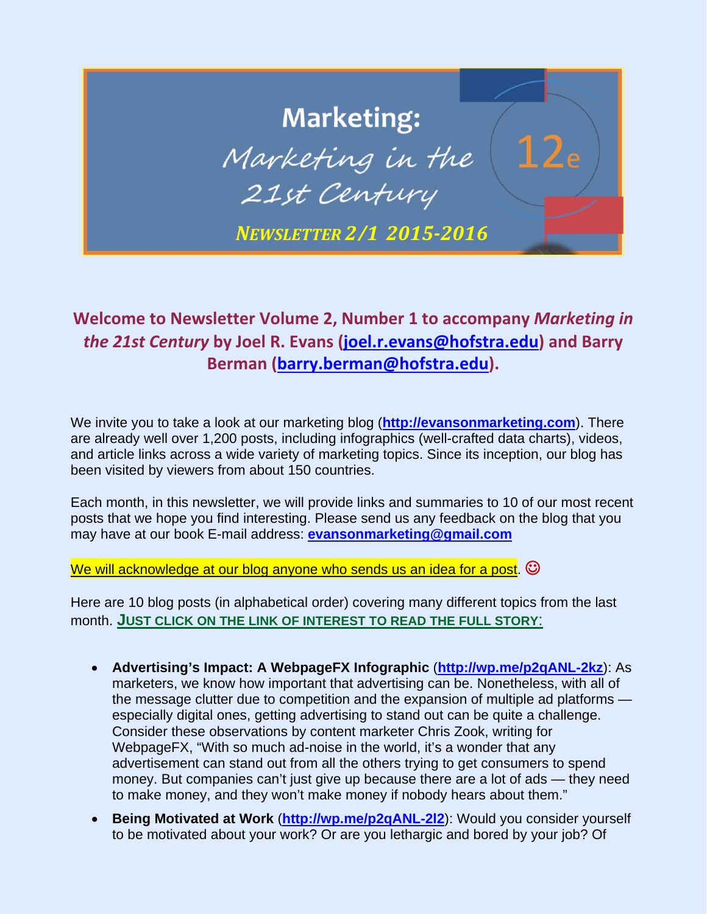# Marketing: *Marketing in the 21st Century* 12e

***NEWSLETTER 2/1 2015-2016***

## Welcome to Newsletter Volume 2, Number 1 to accompany *Marketing in the 21st Century* by Joel R. Evans (joel.r.evans@hofstra.edu) and Barry Berman (barry.berman@hofstra.edu).

We invite you to take a look at our marketing blog (**http://evansonmarketing.com**). There are already well over 1,200 posts, including infographics (well-crafted data charts), videos, and article links across a wide variety of marketing topics. Since its inception, our blog has been visited by viewers from about 150 countries.

Each month, in this newsletter, we will provide links and summaries to 10 of our most recent posts that we hope you find interesting. Please send us any feedback on the blog that you may have at our book E-mail address: **evansonmarketing@gmail.com**

We will acknowledge at our blog anyone who sends us an idea for a post. ☺

Here are 10 blog posts (in alphabetical order) covering many different topics from the last month. **JUST CLICK ON THE LINK OF INTEREST TO READ THE FULL STORY**:

- **Advertising's Impact: A WebpageFX Infographic** (**http://wp.me/p2qANL-2kz**): As marketers, we know how important that advertising can be. Nonetheless, with all of the message clutter due to competition and the expansion of multiple ad platforms — especially digital ones, getting advertising to stand out can be quite a challenge. Consider these observations by content marketer Chris Zook, writing for WebpageFX, "With so much ad-noise in the world, it's a wonder that any advertisement can stand out from all the others trying to get consumers to spend money. But companies can't just give up because there are a lot of ads — they need to make money, and they won't make money if nobody hears about them."
- **Being Motivated at Work** (**http://wp.me/p2qANL-2l2**): Would you consider yourself to be motivated about your work? Or are you lethargic and bored by your job? Of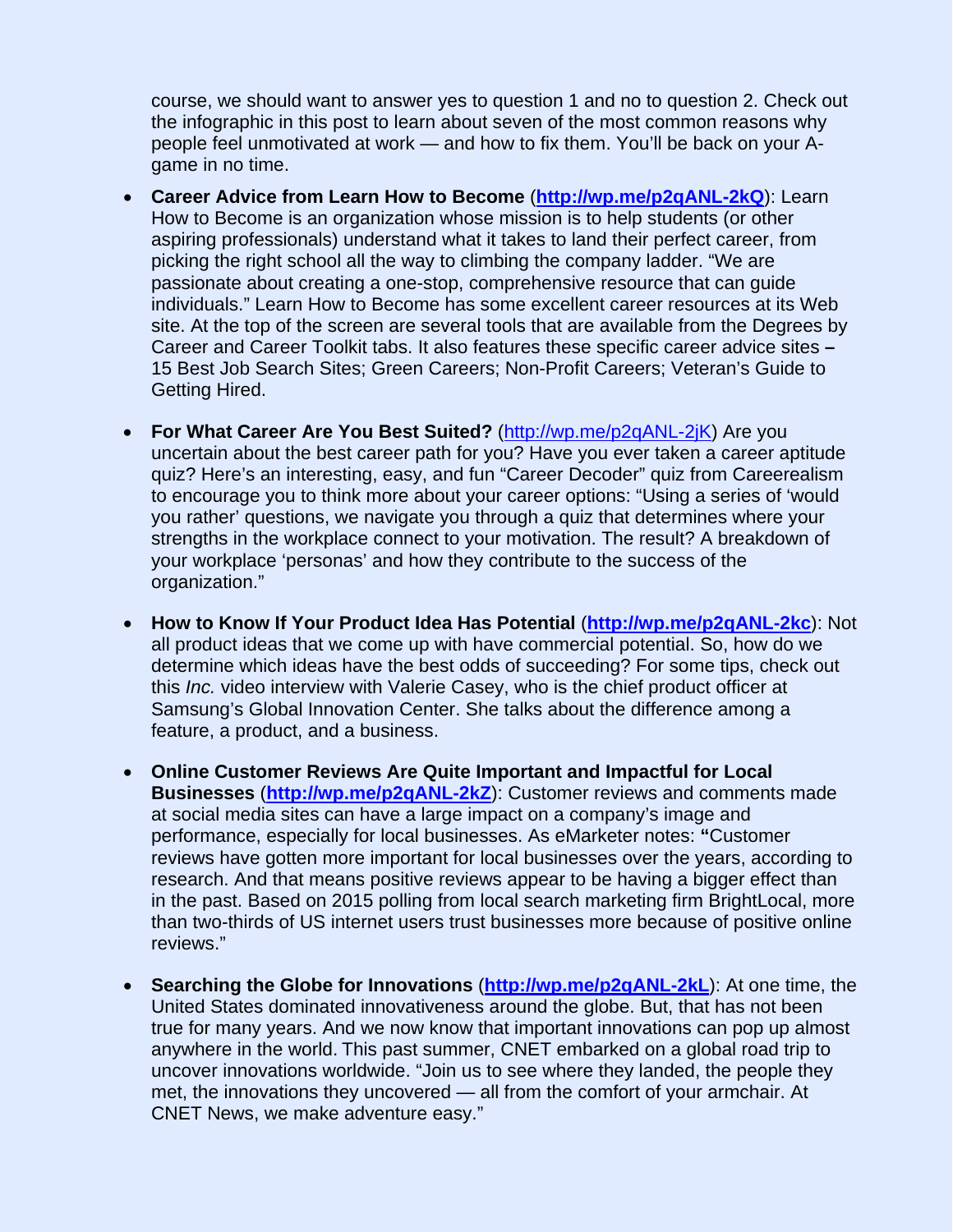course, we should want to answer yes to question 1 and no to question 2. Check out the infographic in this post to learn about seven of the most common reasons why people feel unmotivated at work — and how to fix them. You'll be back on your A-game in no time.

- **Career Advice from Learn How to Become** (**http://wp.me/p2qANL-2kQ**): Learn How to Become is an organization whose mission is to help students (or other aspiring professionals) understand what it takes to land their perfect career, from picking the right school all the way to climbing the company ladder. "We are passionate about creating a one-stop, comprehensive resource that can guide individuals." Learn How to Become has some excellent career resources at its Web site. At the top of the screen are several tools that are available from the Degrees by Career and Career Toolkit tabs. It also features these specific career advice sites **–** 15 Best Job Search Sites; Green Careers; Non-Profit Careers; Veteran's Guide to Getting Hired.

- **For What Career Are You Best Suited?** (http://wp.me/p2qANL-2jK) Are you uncertain about the best career path for you? Have you ever taken a career aptitude quiz? Here's an interesting, easy, and fun "Career Decoder" quiz from Careerealism to encourage you to think more about your career options: "Using a series of 'would you rather' questions, we navigate you through a quiz that determines where your strengths in the workplace connect to your motivation. The result? A breakdown of your workplace 'personas' and how they contribute to the success of the organization."

- **How to Know If Your Product Idea Has Potential** (**http://wp.me/p2qANL-2kc**): Not all product ideas that we come up with have commercial potential. So, how do we determine which ideas have the best odds of succeeding? For some tips, check out this *Inc.* video interview with Valerie Casey, who is the chief product officer at Samsung's Global Innovation Center. She talks about the difference among a feature, a product, and a business.

- **Online Customer Reviews Are Quite Important and Impactful for Local Businesses** (**http://wp.me/p2qANL-2kZ**): Customer reviews and comments made at social media sites can have a large impact on a company's image and performance, especially for local businesses. As eMarketer notes: **"**Customer reviews have gotten more important for local businesses over the years, according to research. And that means positive reviews appear to be having a bigger effect than in the past. Based on 2015 polling from local search marketing firm BrightLocal, more than two-thirds of US internet users trust businesses more because of positive online reviews."

- **Searching the Globe for Innovations** (**http://wp.me/p2qANL-2kL**): At one time, the United States dominated innovativeness around the globe. But, that has not been true for many years. And we now know that important innovations can pop up almost anywhere in the world. This past summer, CNET embarked on a global road trip to uncover innovations worldwide. "Join us to see where they landed, the people they met, the innovations they uncovered — all from the comfort of your armchair. At CNET News, we make adventure easy."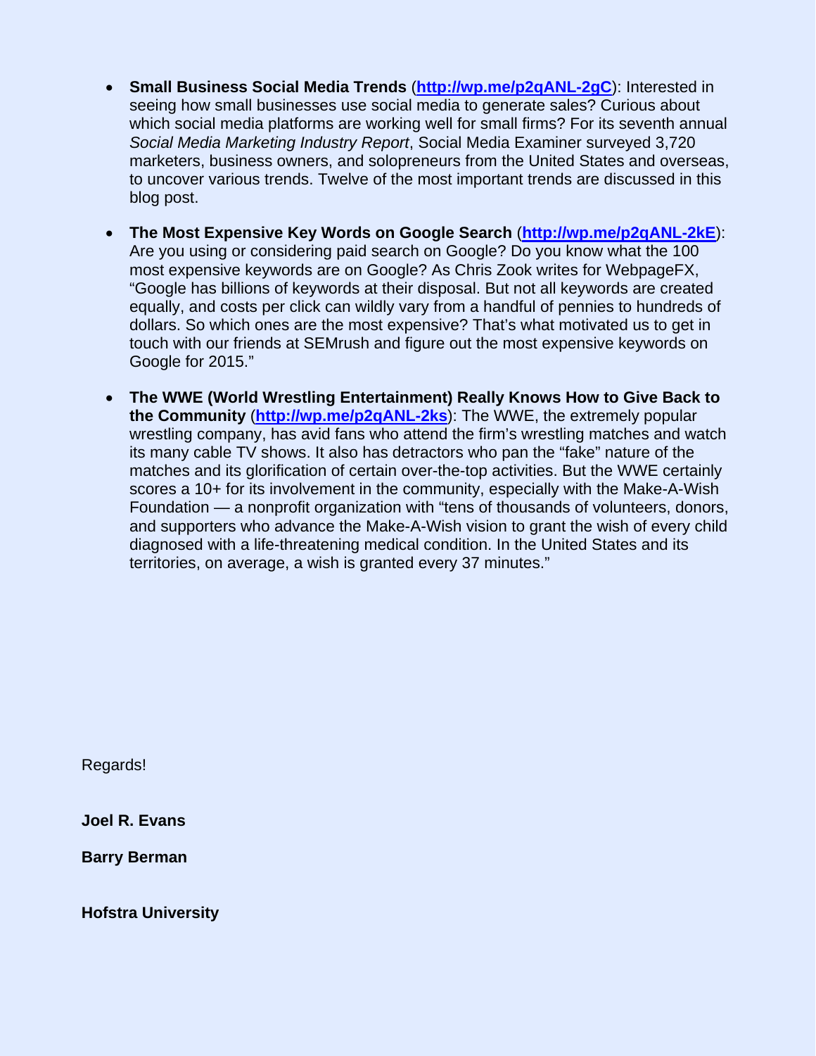- **Small Business Social Media Trends** (**http://wp.me/p2qANL-2gC**): Interested in seeing how small businesses use social media to generate sales? Curious about which social media platforms are working well for small firms? For its seventh annual *Social Media Marketing Industry Report*, Social Media Examiner surveyed 3,720 marketers, business owners, and solopreneurs from the United States and overseas, to uncover various trends. Twelve of the most important trends are discussed in this blog post.

- **The Most Expensive Key Words on Google Search** (**http://wp.me/p2qANL-2kE**): Are you using or considering paid search on Google? Do you know what the 100 most expensive keywords are on Google? As Chris Zook writes for WebpageFX, "Google has billions of keywords at their disposal. But not all keywords are created equally, and costs per click can wildly vary from a handful of pennies to hundreds of dollars. So which ones are the most expensive? That's what motivated us to get in touch with our friends at SEMrush and figure out the most expensive keywords on Google for 2015."

- **The WWE (World Wrestling Entertainment) Really Knows How to Give Back to the Community** (**http://wp.me/p2qANL-2ks**): The WWE, the extremely popular wrestling company, has avid fans who attend the firm's wrestling matches and watch its many cable TV shows. It also has detractors who pan the "fake" nature of the matches and its glorification of certain over-the-top activities. But the WWE certainly scores a 10+ for its involvement in the community, especially with the Make-A-Wish Foundation — a nonprofit organization with "tens of thousands of volunteers, donors, and supporters who advance the Make-A-Wish vision to grant the wish of every child diagnosed with a life-threatening medical condition. In the United States and its territories, on average, a wish is granted every 37 minutes."

Regards!

**Joel R. Evans**

**Barry Berman**

**Hofstra University**